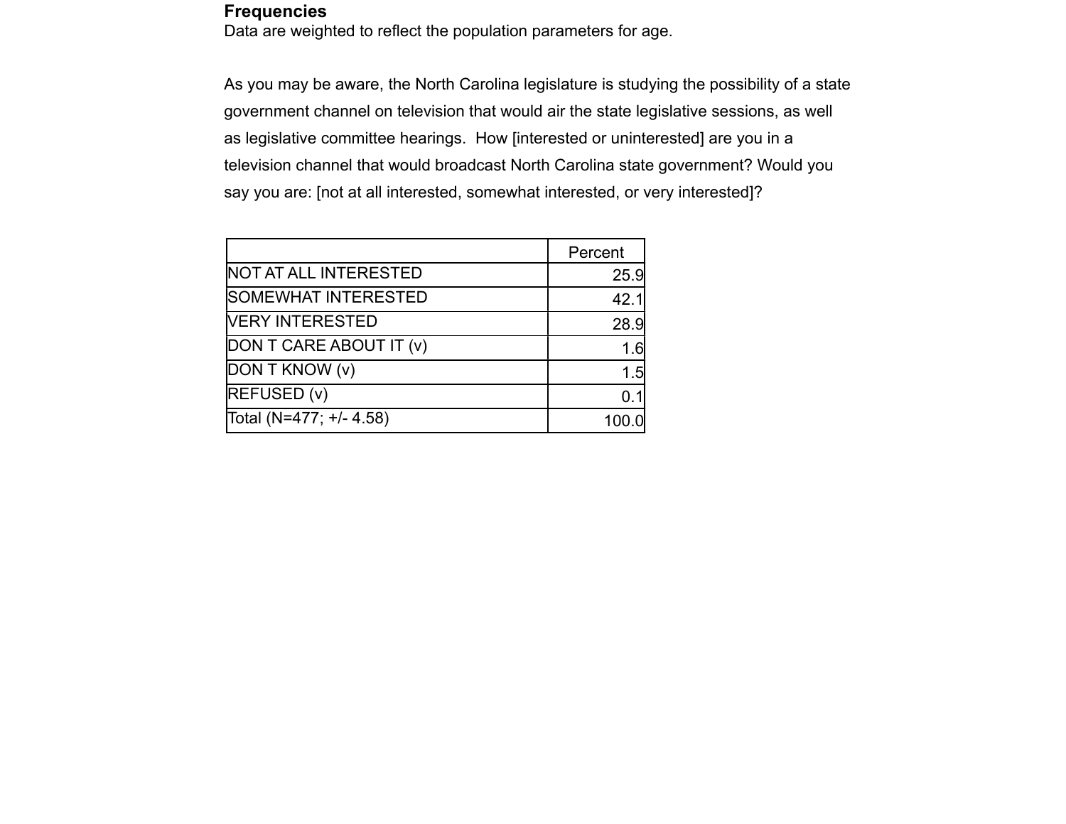**Frequencies**

Data are weighted to reflect the population parameters for age.

As you may be aware, the North Carolina legislature is studying the possibility of a state government channel on television that would air the state legislative sessions, as well as legislative committee hearings. How [interested or uninterested] are you in a television channel that would broadcast North Carolina state government? Would you say you are: [not at all interested, somewhat interested, or very interested]?

| | Percent |
|---|---|
| NOT AT ALL INTERESTED | 25.9 |
| SOMEWHAT INTERESTED | 42.1 |
| VERY INTERESTED | 28.9 |
| DON T CARE ABOUT IT (v) | 1.6 |
| DON T KNOW (v) | 1.5 |
| REFUSED (v) | 0.1 |
| Total (N=477; +/- 4.58) | 100.0 |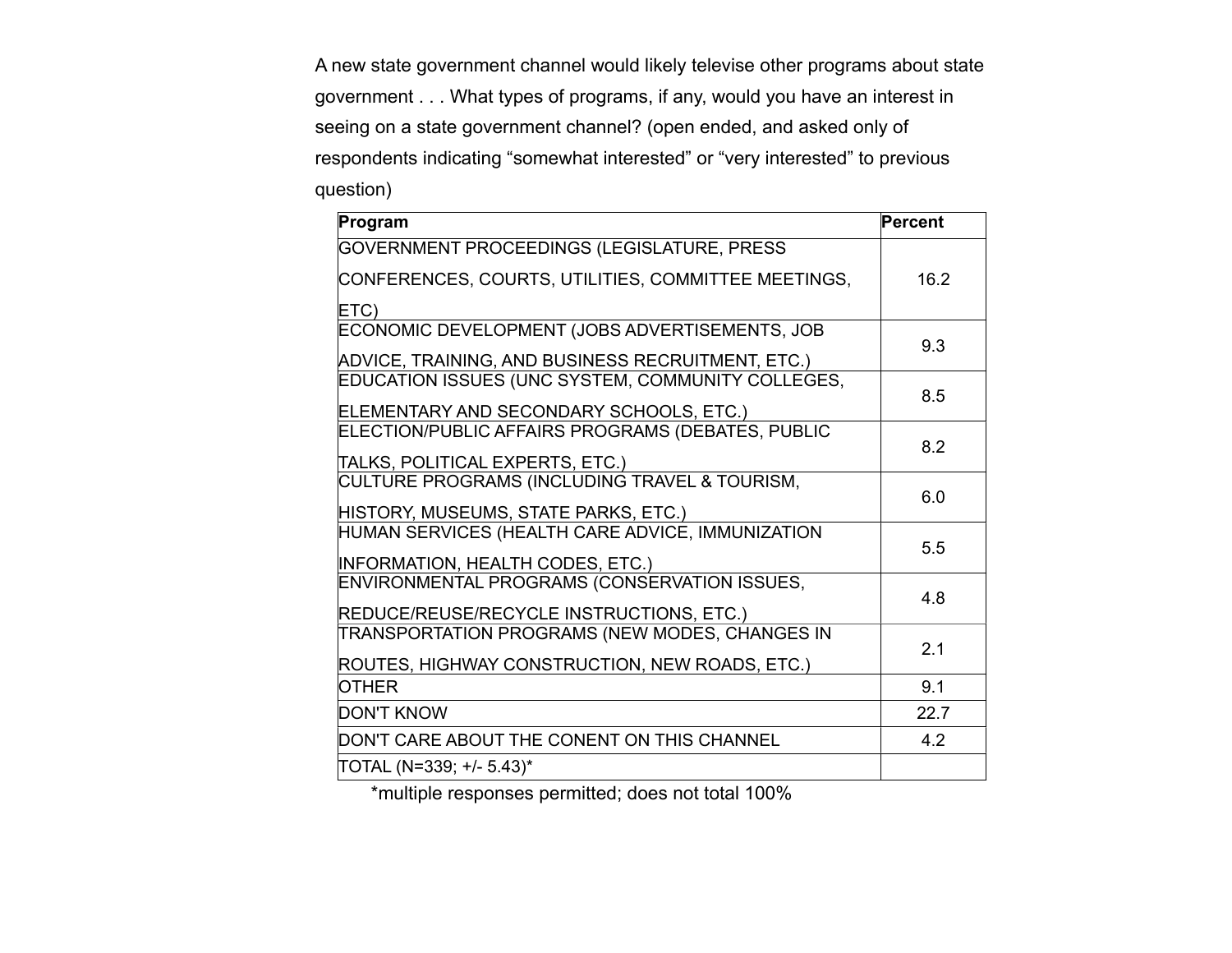A new state government channel would likely televise other programs about state government . . . What types of programs, if any, would you have an interest in seeing on a state government channel? (open ended, and asked only of respondents indicating "somewhat interested" or "very interested" to previous question)

| Program | Percent |
|---|---|
| GOVERNMENT PROCEEDINGS (LEGISLATURE, PRESS CONFERENCES, COURTS, UTILITIES, COMMITTEE MEETINGS, ETC) | 16.2 |
| ECONOMIC DEVELOPMENT (JOBS ADVERTISEMENTS, JOB ADVICE, TRAINING, AND BUSINESS RECRUITMENT, ETC.) | 9.3 |
| EDUCATION ISSUES (UNC SYSTEM, COMMUNITY COLLEGES, ELEMENTARY AND SECONDARY SCHOOLS, ETC.) | 8.5 |
| ELECTION/PUBLIC AFFAIRS PROGRAMS (DEBATES, PUBLIC TALKS, POLITICAL EXPERTS, ETC.) | 8.2 |
| CULTURE PROGRAMS (INCLUDING TRAVEL & TOURISM, HISTORY, MUSEUMS, STATE PARKS, ETC.) | 6.0 |
| HUMAN SERVICES (HEALTH CARE ADVICE, IMMUNIZATION INFORMATION, HEALTH CODES, ETC.) | 5.5 |
| ENVIRONMENTAL PROGRAMS (CONSERVATION ISSUES, REDUCE/REUSE/RECYCLE INSTRUCTIONS, ETC.) | 4.8 |
| TRANSPORTATION PROGRAMS (NEW MODES, CHANGES IN ROUTES, HIGHWAY CONSTRUCTION, NEW ROADS, ETC.) | 2.1 |
| OTHER | 9.1 |
| DON'T KNOW | 22.7 |
| DON'T CARE ABOUT THE CONENT ON THIS CHANNEL | 4.2 |
| TOTAL (N=339; +/- 5.43)* | |

*multiple responses permitted; does not total 100%